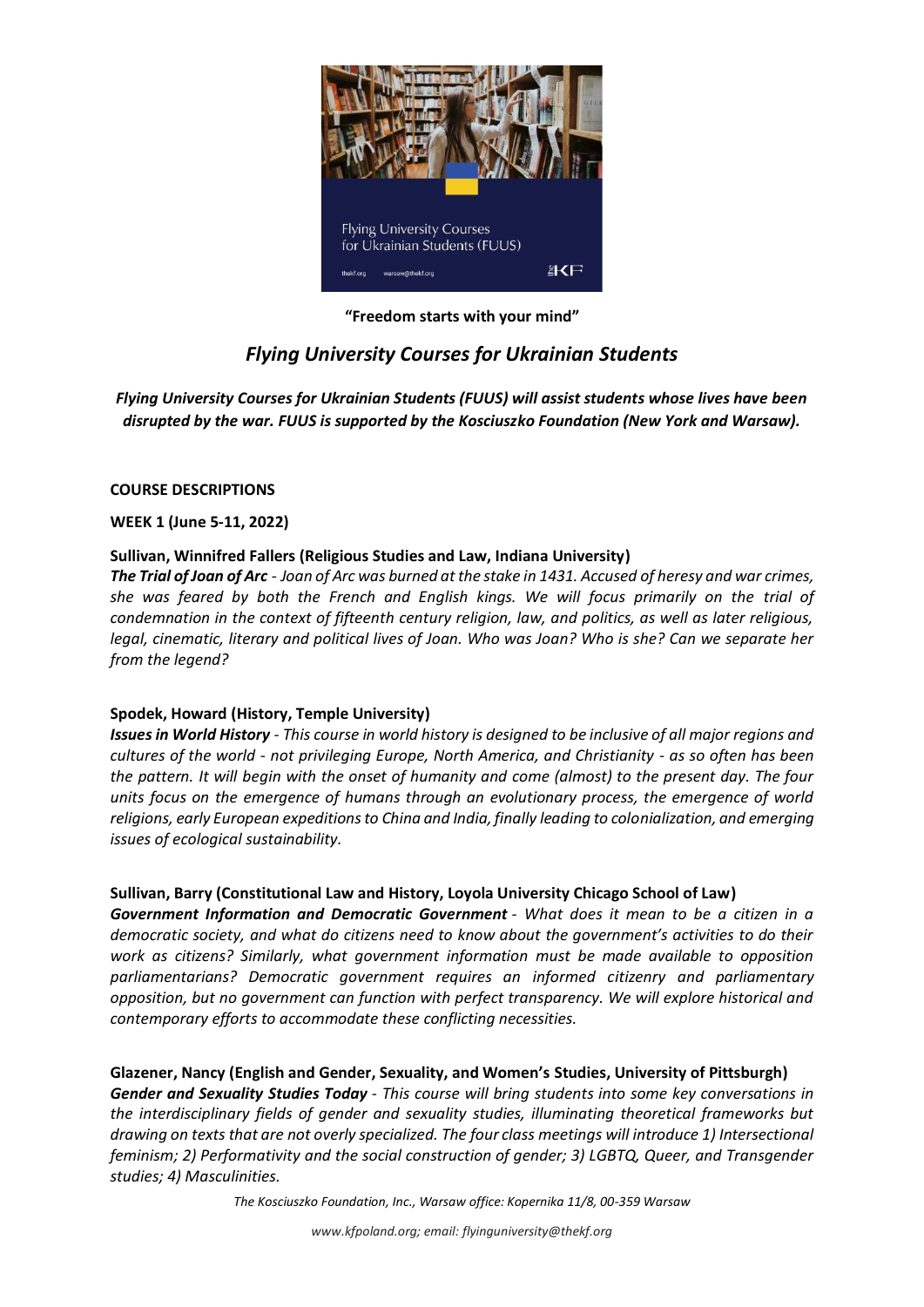**"Freedom starts with your mind"**

# *Flying University Courses for Ukrainian Students*

***Flying University Courses for Ukrainian Students (FUUS) will assist students whose lives have been disrupted by the war. FUUS is supported by the Kosciuszko Foundation (New York and Warsaw).***

**COURSE DESCRIPTIONS**

**WEEK 1 (June 5-11, 2022)**

**Sullivan, Winnifred Fallers (Religious Studies and Law, Indiana University)**
***The Trial of Joan of Arc*** *- Joan of Arc was burned at the stake in 1431. Accused of heresy and war crimes, she was feared by both the French and English kings. We will focus primarily on the trial of condemnation in the context of fifteenth century religion, law, and politics, as well as later religious, legal, cinematic, literary and political lives of Joan. Who was Joan? Who is she? Can we separate her from the legend?*

**Spodek, Howard (History, Temple University)**
***Issues in World History*** *- This course in world history is designed to be inclusive of all major regions and cultures of the world - not privileging Europe, North America, and Christianity - as so often has been the pattern. It will begin with the onset of humanity and come (almost) to the present day. The four units focus on the emergence of humans through an evolutionary process, the emergence of world religions, early European expeditions to China and India, finally leading to colonialization, and emerging issues of ecological sustainability.*

**Sullivan, Barry (Constitutional Law and History, Loyola University Chicago School of Law)**
***Government Information and Democratic Government*** *- What does it mean to be a citizen in a democratic society, and what do citizens need to know about the government's activities to do their work as citizens? Similarly, what government information must be made available to opposition parliamentarians? Democratic government requires an informed citizenry and parliamentary opposition, but no government can function with perfect transparency. We will explore historical and contemporary efforts to accommodate these conflicting necessities.*

**Glazener, Nancy (English and Gender, Sexuality, and Women's Studies, University of Pittsburgh)**
***Gender and Sexuality Studies Today*** *- This course will bring students into some key conversations in the interdisciplinary fields of gender and sexuality studies, illuminating theoretical frameworks but drawing on texts that are not overly specialized. The four class meetings will introduce 1) Intersectional feminism; 2) Performativity and the social construction of gender; 3) LGBTQ, Queer, and Transgender studies; 4) Masculinities.*

*The Kosciuszko Foundation, Inc., Warsaw office: Kopernika 11/8, 00-359 Warsaw*

*www.kfpoland.org; email: flyinguniversity@thekf.org*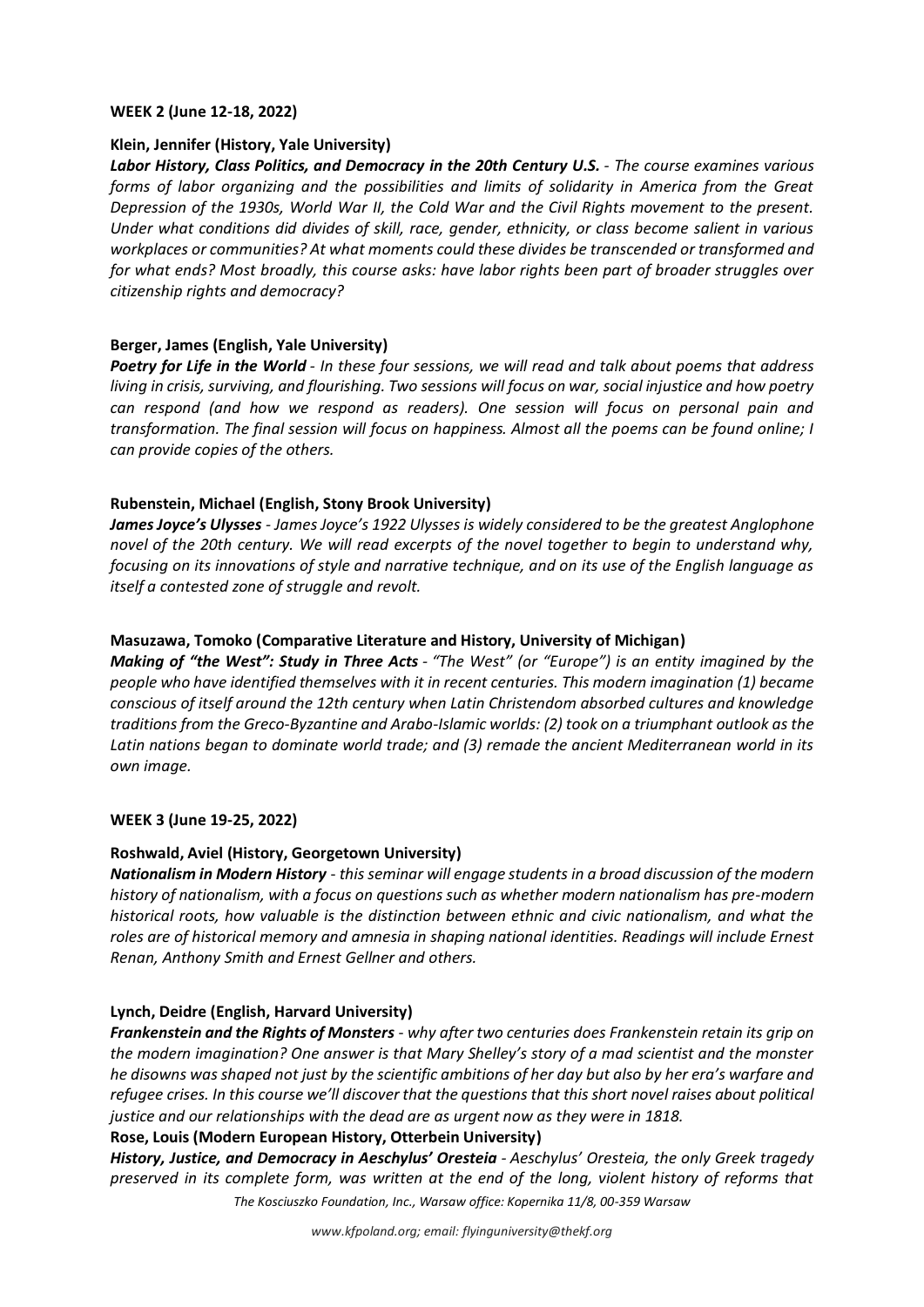**WEEK 2 (June 12-18, 2022)**

**Klein, Jennifer (History, Yale University)**

***Labor History, Class Politics, and Democracy in the 20th Century U.S.*** *- The course examines various forms of labor organizing and the possibilities and limits of solidarity in America from the Great Depression of the 1930s, World War II, the Cold War and the Civil Rights movement to the present. Under what conditions did divides of skill, race, gender, ethnicity, or class become salient in various workplaces or communities? At what moments could these divides be transcended or transformed and for what ends? Most broadly, this course asks: have labor rights been part of broader struggles over citizenship rights and democracy?*

**Berger, James (English, Yale University)**

***Poetry for Life in the World*** *- In these four sessions, we will read and talk about poems that address living in crisis, surviving, and flourishing. Two sessions will focus on war, social injustice and how poetry can respond (and how we respond as readers). One session will focus on personal pain and transformation. The final session will focus on happiness. Almost all the poems can be found online; I can provide copies of the others.*

**Rubenstein, Michael (English, Stony Brook University)**

***James Joyce's Ulysses*** *- James Joyce's 1922 Ulysses is widely considered to be the greatest Anglophone novel of the 20th century. We will read excerpts of the novel together to begin to understand why, focusing on its innovations of style and narrative technique, and on its use of the English language as itself a contested zone of struggle and revolt.*

**Masuzawa, Tomoko (Comparative Literature and History, University of Michigan)**

***Making of "the West": Study in Three Acts*** *- "The West" (or "Europe") is an entity imagined by the people who have identified themselves with it in recent centuries. This modern imagination (1) became conscious of itself around the 12th century when Latin Christendom absorbed cultures and knowledge traditions from the Greco-Byzantine and Arabo-Islamic worlds: (2) took on a triumphant outlook as the Latin nations began to dominate world trade; and (3) remade the ancient Mediterranean world in its own image.*

**WEEK 3 (June 19-25, 2022)**

**Roshwald, Aviel (History, Georgetown University)**

***Nationalism in Modern History*** *- this seminar will engage students in a broad discussion of the modern history of nationalism, with a focus on questions such as whether modern nationalism has pre-modern historical roots, how valuable is the distinction between ethnic and civic nationalism, and what the roles are of historical memory and amnesia in shaping national identities. Readings will include Ernest Renan, Anthony Smith and Ernest Gellner and others.*

**Lynch, Deidre (English, Harvard University)**

***Frankenstein and the Rights of Monsters*** *- why after two centuries does Frankenstein retain its grip on the modern imagination? One answer is that Mary Shelley's story of a mad scientist and the monster he disowns was shaped not just by the scientific ambitions of her day but also by her era's warfare and refugee crises. In this course we'll discover that the questions that this short novel raises about political justice and our relationships with the dead are as urgent now as they were in 1818.*

**Rose, Louis (Modern European History, Otterbein University)**

***History, Justice, and Democracy in Aeschylus' Oresteia*** *- Aeschylus' Oresteia, the only Greek tragedy preserved in its complete form, was written at the end of the long, violent history of reforms that*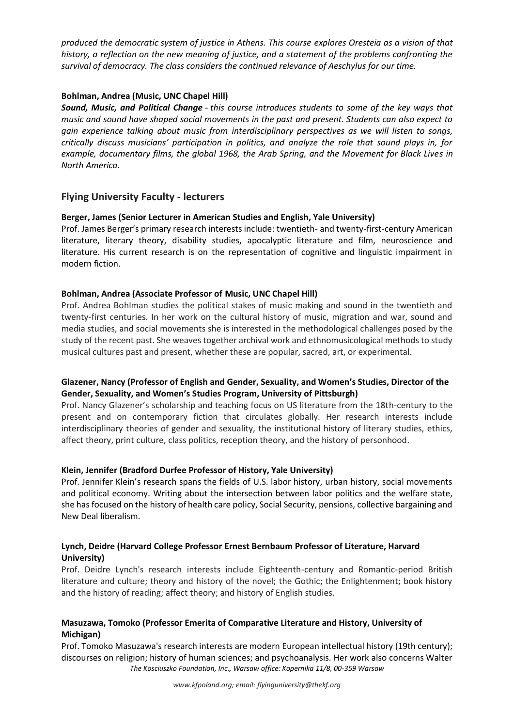*produced the democratic system of justice in Athens. This course explores Oresteia as a vision of that history, a reflection on the new meaning of justice, and a statement of the problems confronting the survival of democracy. The class considers the continued relevance of Aeschylus for our time.*

**Bohlman, Andrea (Music, UNC Chapel Hill)**
***Sound, Music, and Political Change*** *- this course introduces students to some of the key ways that music and sound have shaped social movements in the past and present. Students can also expect to gain experience talking about music from interdisciplinary perspectives as we will listen to songs, critically discuss musicians' participation in politics, and analyze the role that sound plays in, for example, documentary films, the global 1968, the Arab Spring, and the Movement for Black Lives in North America.*

## Flying University Faculty - lecturers

**Berger, James (Senior Lecturer in American Studies and English, Yale University)**
Prof. James Berger's primary research interests include: twentieth- and twenty-first-century American literature, literary theory, disability studies, apocalyptic literature and film, neuroscience and literature. His current research is on the representation of cognitive and linguistic impairment in modern fiction.

**Bohlman, Andrea (Associate Professor of Music, UNC Chapel Hill)**
Prof. Andrea Bohlman studies the political stakes of music making and sound in the twentieth and twenty-first centuries. In her work on the cultural history of music, migration and war, sound and media studies, and social movements she is interested in the methodological challenges posed by the study of the recent past. She weaves together archival work and ethnomusicological methods to study musical cultures past and present, whether these are popular, sacred, art, or experimental.

**Glazener, Nancy (Professor of English and Gender, Sexuality, and Women's Studies, Director of the Gender, Sexuality, and Women's Studies Program, University of Pittsburgh)**
Prof. Nancy Glazener's scholarship and teaching focus on US literature from the 18th-century to the present and on contemporary fiction that circulates globally. Her research interests include interdisciplinary theories of gender and sexuality, the institutional history of literary studies, ethics, affect theory, print culture, class politics, reception theory, and the history of personhood.

**Klein, Jennifer (Bradford Durfee Professor of History, Yale University)**
Prof. Jennifer Klein's research spans the fields of U.S. labor history, urban history, social movements and political economy. Writing about the intersection between labor politics and the welfare state, she has focused on the history of health care policy, Social Security, pensions, collective bargaining and New Deal liberalism.

**Lynch, Deidre (Harvard College Professor Ernest Bernbaum Professor of Literature, Harvard University)**
Prof. Deidre Lynch's research interests include Eighteenth-century and Romantic-period British literature and culture; theory and history of the novel; the Gothic; the Enlightenment; book history and the history of reading; affect theory; and history of English studies.

**Masuzawa, Tomoko (Professor Emerita of Comparative Literature and History, University of Michigan)**
Prof. Tomoko Masuzawa's research interests are modern European intellectual history (19th century); discourses on religion; history of human sciences; and psychoanalysis. Her work also concerns Walter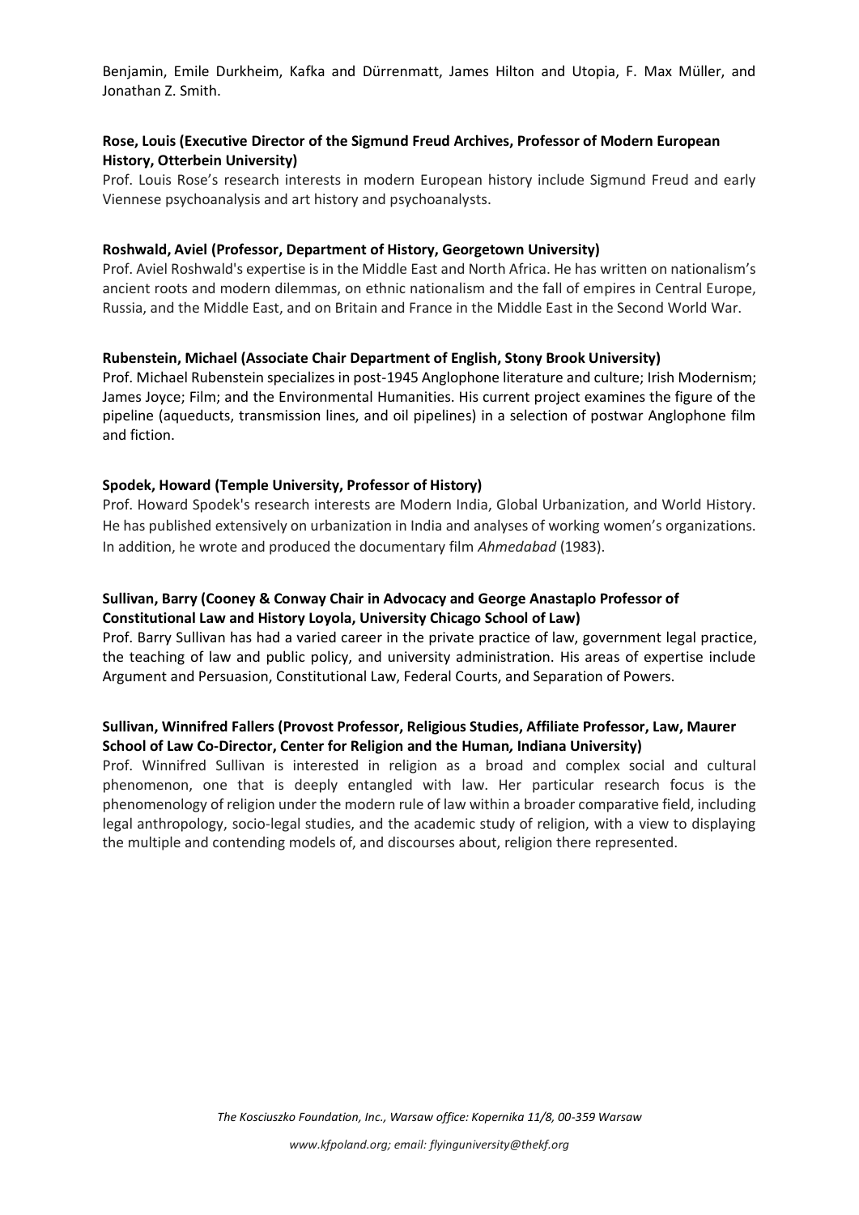Benjamin, Emile Durkheim, Kafka and Dürrenmatt, James Hilton and Utopia, F. Max Müller, and Jonathan Z. Smith.

**Rose, Louis (Executive Director of the Sigmund Freud Archives, Professor of Modern European History, Otterbein University)**

Prof. Louis Rose's research interests in modern European history include Sigmund Freud and early Viennese psychoanalysis and art history and psychoanalysts.

**Roshwald, Aviel (Professor, Department of History, Georgetown University)**

Prof. Aviel Roshwald's expertise is in the Middle East and North Africa. He has written on nationalism's ancient roots and modern dilemmas, on ethnic nationalism and the fall of empires in Central Europe, Russia, and the Middle East, and on Britain and France in the Middle East in the Second World War.

**Rubenstein, Michael (Associate Chair Department of English, Stony Brook University)**

Prof. Michael Rubenstein specializes in post-1945 Anglophone literature and culture; Irish Modernism; James Joyce; Film; and the Environmental Humanities. His current project examines the figure of the pipeline (aqueducts, transmission lines, and oil pipelines) in a selection of postwar Anglophone film and fiction.

**Spodek, Howard (Temple University, Professor of History)**

Prof. Howard Spodek's research interests are Modern India, Global Urbanization, and World History. He has published extensively on urbanization in India and analyses of working women's organizations. In addition, he wrote and produced the documentary film *Ahmedabad* (1983).

**Sullivan, Barry (Cooney & Conway Chair in Advocacy and George Anastaplo Professor of Constitutional Law and History Loyola, University Chicago School of Law)**

Prof. Barry Sullivan has had a varied career in the private practice of law, government legal practice, the teaching of law and public policy, and university administration. His areas of expertise include Argument and Persuasion, Constitutional Law, Federal Courts, and Separation of Powers.

**Sullivan, Winnifred Fallers (Provost Professor, Religious Studies, Affiliate Professor, Law, Maurer School of Law Co-Director, Center for Religion and the Human, Indiana University)**

Prof. Winnifred Sullivan is interested in religion as a broad and complex social and cultural phenomenon, one that is deeply entangled with law. Her particular research focus is the phenomenology of religion under the modern rule of law within a broader comparative field, including legal anthropology, socio-legal studies, and the academic study of religion, with a view to displaying the multiple and contending models of, and discourses about, religion there represented.